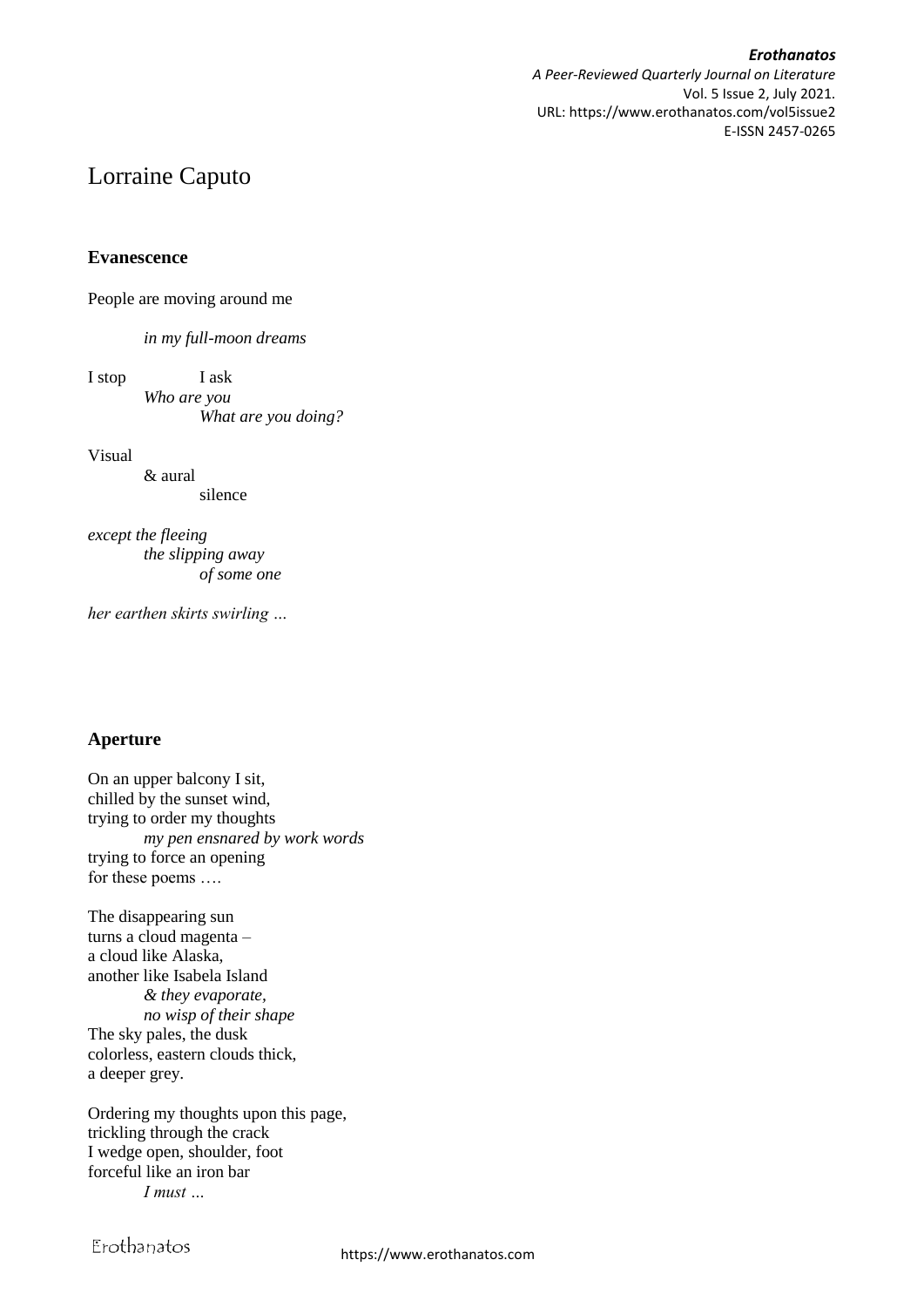# Lorraine Caputo

## Evanescence

People are moving around me

*in my full-moon dreams*

I stop I ask
*Who are you*
*What are you doing?*

Visual
& aural
silence

*except the fleeing*
*the slipping away*
*of some one*

*her earthen skirts swirling …*

## Aperture

On an upper balcony I sit,
chilled by the sunset wind,
trying to order my thoughts
*my pen ensnared by work words*
trying to force an opening
for these poems ….

The disappearing sun
turns a cloud magenta –
a cloud like Alaska,
another like Isabela Island
*& they evaporate,*
*no wisp of their shape*
The sky pales, the dusk
colorless, eastern clouds thick,
a deeper grey.

Ordering my thoughts upon this page,
trickling through the crack
I wedge open, shoulder, foot
forceful like an iron bar
*I must …*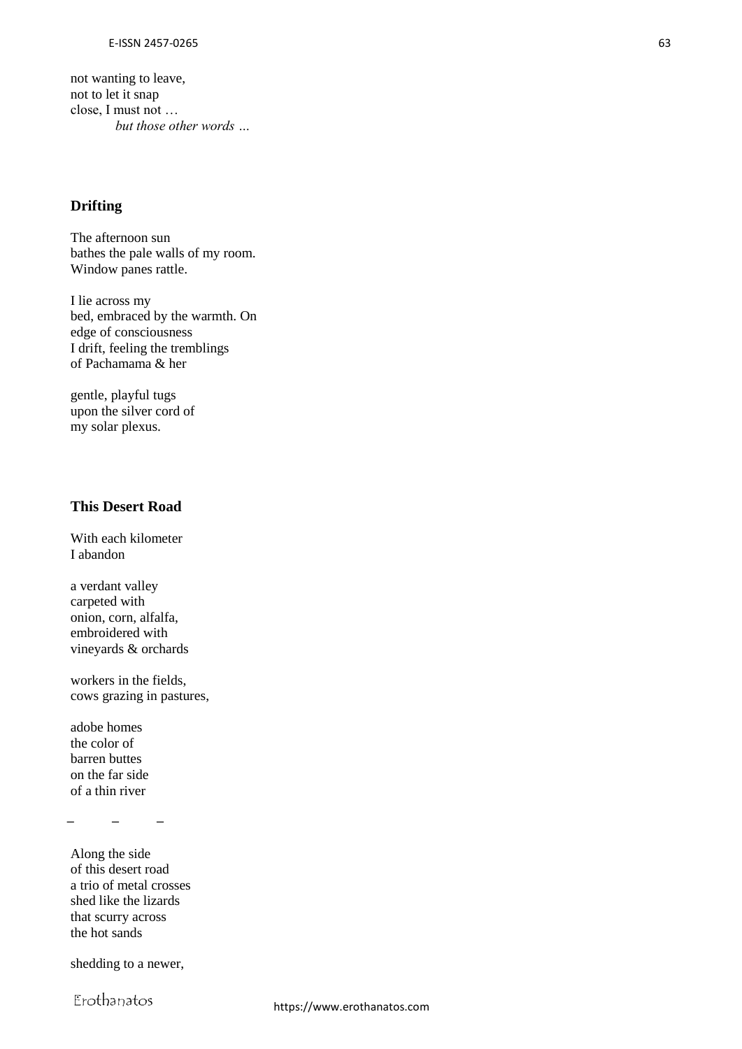not wanting to leave,
not to let it snap
close, I must not …
*but those other words …*

## Drifting

The afternoon sun
bathes the pale walls of my room.
Window panes rattle.

I lie across my
bed, embraced by the warmth. On
edge of consciousness
I drift, feeling the tremblings
of Pachamama & her

gentle, playful tugs
upon the silver cord of
my solar plexus.

## This Desert Road

With each kilometer
I abandon

a verdant valley
carpeted with
onion, corn, alfalfa,
embroidered with
vineyards & orchards

workers in the fields,
cows grazing in pastures,

adobe homes
the color of
barren buttes
on the far side
of a thin river

– – –

Along the side
of this desert road
a trio of metal crosses
shed like the lizards
that scurry across
the hot sands

shedding to a newer,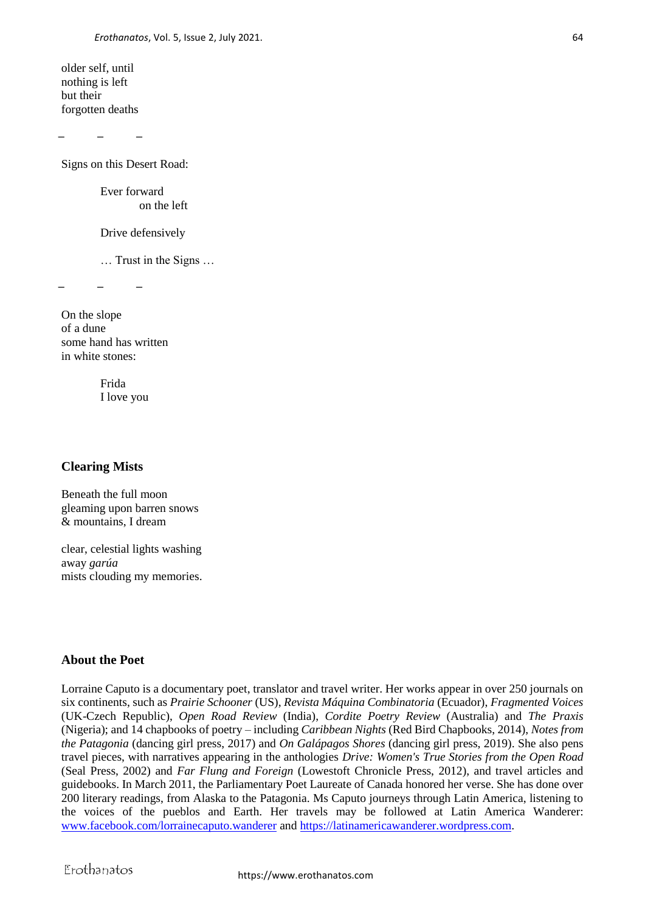older self, until
nothing is left
but their
forgotten deaths

\_ \_ \_

Signs on this Desert Road:

Ever forward
on the left

Drive defensively

… Trust in the Signs …

\_ \_ \_

On the slope
of a dune
some hand has written
in white stones:

Frida
I love you

## Clearing Mists

Beneath the full moon
gleaming upon barren snows
& mountains, I dream

clear, celestial lights washing
away *garúa*
mists clouding my memories.

## About the Poet

Lorraine Caputo is a documentary poet, translator and travel writer. Her works appear in over 250 journals on six continents, such as *Prairie Schooner* (US), *Revista Máquina Combinatoria* (Ecuador), *Fragmented Voices* (UK-Czech Republic), *Open Road Review* (India), *Cordite Poetry Review* (Australia) and *The Praxis* (Nigeria); and 14 chapbooks of poetry – including *Caribbean Nights* (Red Bird Chapbooks, 2014), *Notes from the Patagonia* (dancing girl press, 2017) and *On Galápagos Shores* (dancing girl press, 2019). She also pens travel pieces, with narratives appearing in the anthologies *Drive: Women's True Stories from the Open Road* (Seal Press, 2002) and *Far Flung and Foreign* (Lowestoft Chronicle Press, 2012), and travel articles and guidebooks. In March 2011, the Parliamentary Poet Laureate of Canada honored her verse. She has done over 200 literary readings, from Alaska to the Patagonia. Ms Caputo journeys through Latin America, listening to the voices of the pueblos and Earth. Her travels may be followed at Latin America Wanderer: [www.facebook.com/lorrainecaputo.wanderer](www.facebook.com/lorrainecaputo.wanderer) and [https://latinamericawanderer.wordpress.com](https://latinamericawanderer.wordpress.com).